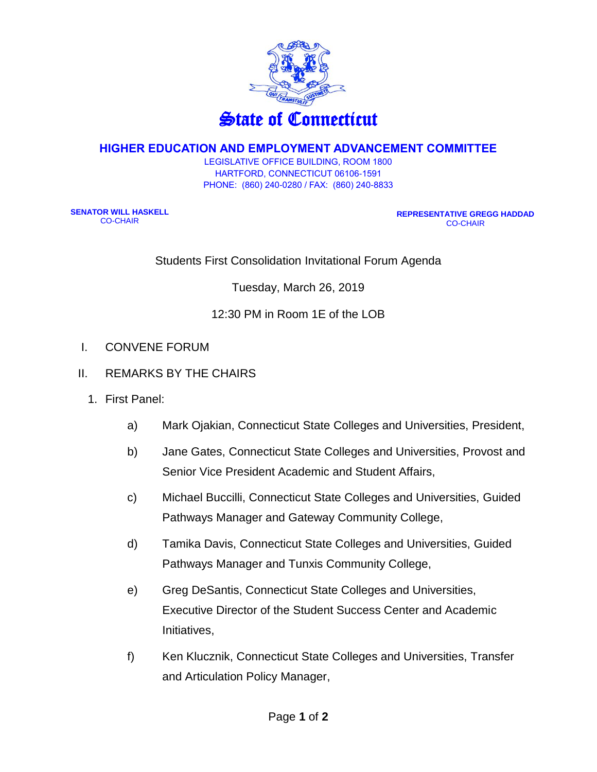# State of Connecticut

## HIGHER EDUCATION AND EMPLOYMENT ADVANCEMENT COMMITTEE

LEGISLATIVE OFFICE BUILDING, ROOM 1800
HARTFORD, CONNECTICUT 06106-1591
PHONE: (860) 240-0280 / FAX: (860) 240-8833

**SENATOR WILL HASKELL**
CO-CHAIR

**REPRESENTATIVE GREGG HADDAD**
CO-CHAIR

Students First Consolidation Invitational Forum Agenda

Tuesday, March 26, 2019

12:30 PM in Room 1E of the LOB

I. CONVENE FORUM

II. REMARKS BY THE CHAIRS

1. First Panel:

   a) Mark Ojakian, Connecticut State Colleges and Universities, President,

   b) Jane Gates, Connecticut State Colleges and Universities, Provost and Senior Vice President Academic and Student Affairs,

   c) Michael Buccilli, Connecticut State Colleges and Universities, Guided Pathways Manager and Gateway Community College,

   d) Tamika Davis, Connecticut State Colleges and Universities, Guided Pathways Manager and Tunxis Community College,

   e) Greg DeSantis, Connecticut State Colleges and Universities, Executive Director of the Student Success Center and Academic Initiatives,

   f) Ken Klucznik, Connecticut State Colleges and Universities, Transfer and Articulation Policy Manager,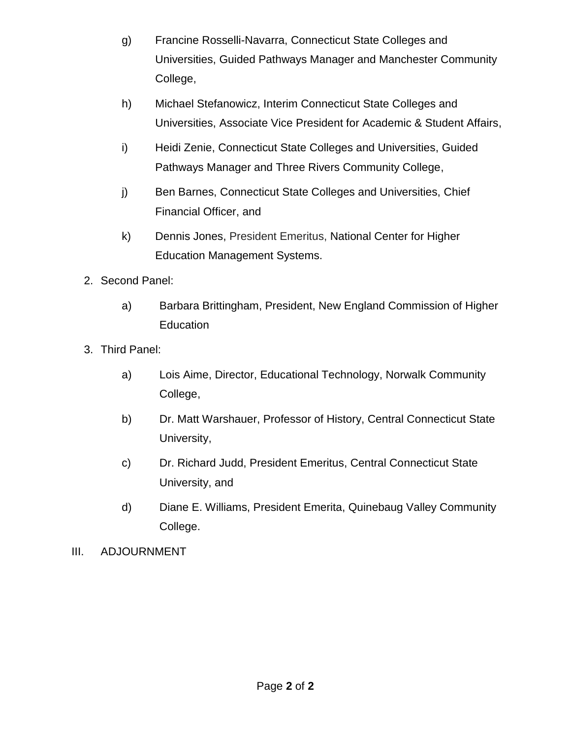g) Francine Rosselli-Navarra, Connecticut State Colleges and Universities, Guided Pathways Manager and Manchester Community College,

h) Michael Stefanowicz, Interim Connecticut State Colleges and Universities, Associate Vice President for Academic & Student Affairs,

i) Heidi Zenie, Connecticut State Colleges and Universities, Guided Pathways Manager and Three Rivers Community College,

j) Ben Barnes, Connecticut State Colleges and Universities, Chief Financial Officer, and

k) Dennis Jones, President Emeritus, National Center for Higher Education Management Systems.

2. Second Panel:

   a) Barbara Brittingham, President, New England Commission of Higher Education

3. Third Panel:

   a) Lois Aime, Director, Educational Technology, Norwalk Community College,

   b) Dr. Matt Warshauer, Professor of History, Central Connecticut State University,

   c) Dr. Richard Judd, President Emeritus, Central Connecticut State University, and

   d) Diane E. Williams, President Emerita, Quinebaug Valley Community College.

III. ADJOURNMENT